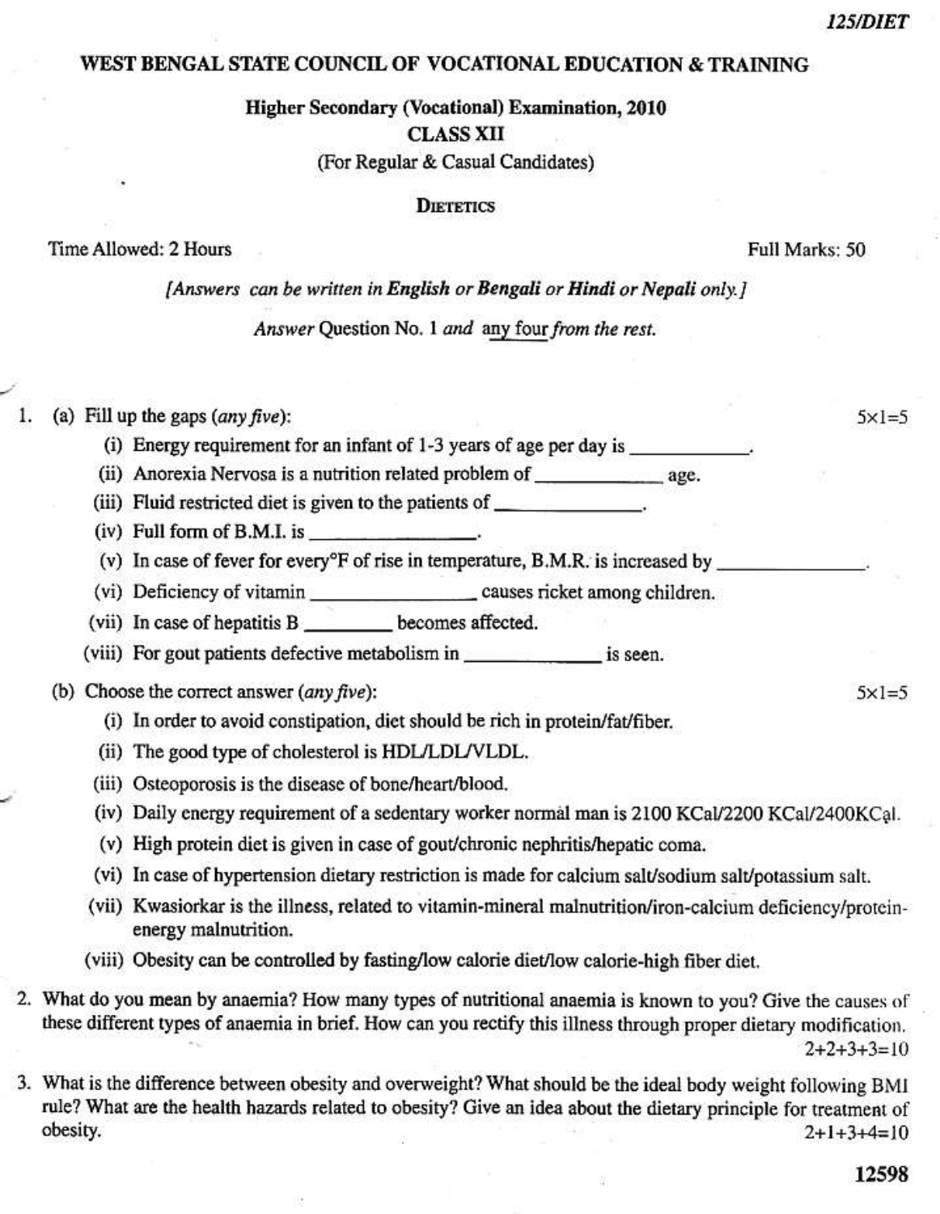125/DIET

# WEST BENGAL STATE COUNCIL OF VOCATIONAL EDUCATION & TRAINING

## Higher Secondary (Vocational) Examination, 2010

## CLASS XII

(For Regular & Casual Candidates)

### DIETETICS

Time Allowed: 2 Hours Full Marks: 50

*[Answers can be written in **English** or **Bengali** or **Hindi** or **Nepali** only.]*

*Answer* Question No. 1 *and* any four *from the rest.*

1. (a) Fill up the gaps (*any five*): $5 \times 1 = 5$

   (i) Energy requirement for an infant of 1-3 years of age per day is ____________.

   (ii) Anorexia Nervosa is a nutrition related problem of ____________ age.

   (iii) Fluid restricted diet is given to the patients of ____________.

   (iv) Full form of B.M.I. is ____________.

   (v) In case of fever for every°F of rise in temperature, B.M.R. is increased by ____________.

   (vi) Deficiency of vitamin ____________ causes ricket among children.

   (vii) In case of hepatitis B ________ becomes affected.

   (viii) For gout patients defective metabolism in ____________ is seen.

   (b) Choose the correct answer (*any five*): $5 \times 1 = 5$

   (i) In order to avoid constipation, diet should be rich in protein/fat/fiber.

   (ii) The good type of cholesterol is HDL/LDL/VLDL.

   (iii) Osteoporosis is the disease of bone/heart/blood.

   (iv) Daily energy requirement of a sedentary worker normal man is 2100 KCal/2200 KCal/2400KCal.

   (v) High protein diet is given in case of gout/chronic nephritis/hepatic coma.

   (vi) In case of hypertension dietary restriction is made for calcium salt/sodium salt/potassium salt.

   (vii) Kwasiorkar is the illness, related to vitamin-mineral malnutrition/iron-calcium deficiency/protein-energy malnutrition.

   (viii) Obesity can be controlled by fasting/low calorie diet/low calorie-high fiber diet.

2. What do you mean by anaemia? How many types of nutritional anaemia is known to you? Give the causes of these different types of anaemia in brief. How can you rectify this illness through proper dietary modification. $2+2+3+3=10$

3. What is the difference between obesity and overweight? What should be the ideal body weight following BMI rule? What are the health hazards related to obesity? Give an idea about the dietary principle for treatment of obesity. $2+1+3+4=10$

12598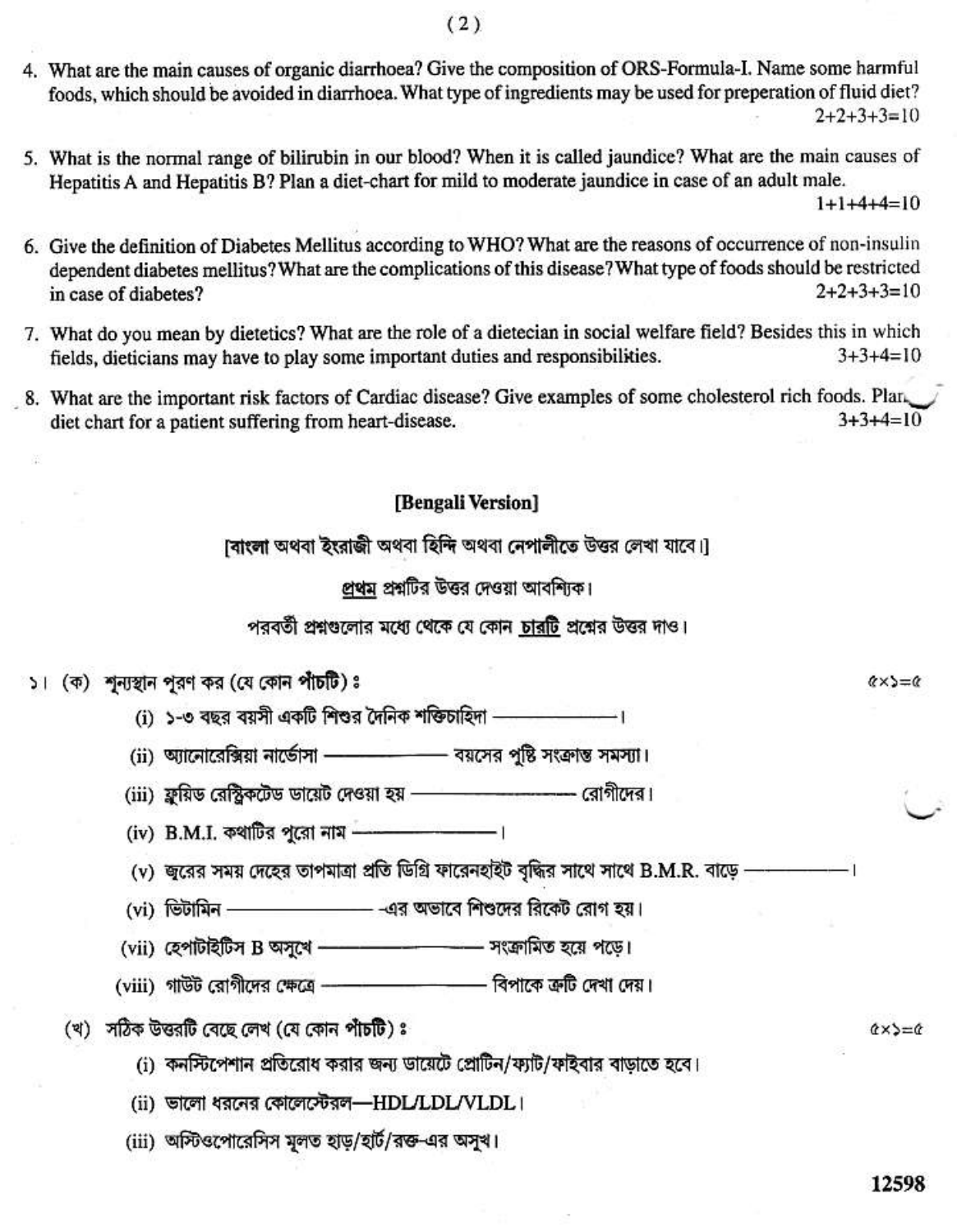4. What are the main causes of organic diarrhoea? Give the composition of ORS-Formula-I. Name some harmful foods, which should be avoided in diarrhoea. What type of ingredients may be used for preperation of fluid diet? 2+2+3+3=10

5. What is the normal range of bilirubin in our blood? When it is called jaundice? What are the main causes of Hepatitis A and Hepatitis B? Plan a diet-chart for mild to moderate jaundice in case of an adult male. 1+1+4+4=10

6. Give the definition of Diabetes Mellitus according to WHO? What are the reasons of occurrence of non-insulin dependent diabetes mellitus? What are the complications of this disease? What type of foods should be restricted in case of diabetes? 2+2+3+3=10

7. What do you mean by dietetics? What are the role of a dietecian in social welfare field? Besides this in which fields, dieticians may have to play some important duties and responsibilities. 3+3+4=10

8. What are the important risk factors of Cardiac disease? Give examples of some cholesterol rich foods. Plan diet chart for a patient suffering from heart-disease. 3+3+4=10

## [Bengali Version]

[বাংলা অথবা ইংরাজী অথবা হিন্দি অথবা নেপালীতে উত্তর লেখা যাবে।]

প্রথম প্রশ্নটির উত্তর দেওয়া আবশ্যিক।

পরবর্তী প্রশ্নগুলোর মধ্যে থেকে যে কোন চারটি প্রশ্নের উত্তর দাও।

১। (ক) শূন্যস্থান পূরণ কর (যে কোন পাঁচটি) : ৫×১=৫

(i) ১-৩ বছর বয়সী একটি শিশুর দৈনিক শক্তিচাহিদা ————।

(ii) অ্যানোরেক্সিয়া নার্ভোসা ———— বয়সের পুষ্টি সংক্রান্ত সমস্যা।

(iii) ফ্লুয়িড রেস্ট্রিকটেড ডায়েট দেওয়া হয় ———— রোগীদের।

(iv) B.M.I. কথাটির পুরো নাম ————।

(v) জ্বরের সময় দেহের তাপমাত্রা প্রতি ডিগ্রি ফারেনহাইট বৃদ্ধির সাথে সাথে B.M.R. বাড়ে ————।

(vi) ভিটামিন ———— -এর অভাবে শিশুদের রিকেট রোগ হয়।

(vii) হেপাটাইটিস B অসুখে ———— সংক্রামিত হয়ে পড়ে।

(viii) গাউট রোগীদের ক্ষেত্রে ———— বিপাকে ত্রুটি দেখা দেয়।

(খ) সঠিক উত্তরটি বেছে লেখ (যে কোন পাঁচটি) : ৫×১=৫

(i) কনস্টিপেশান প্রতিরোধ করার জন্য ডায়েটে প্রোটিন/ফ্যাট/ফাইবার বাড়াতে হবে।

(ii) ভালো ধরনের কোলেস্টেরল—HDL/LDL/VLDL।

(iii) অস্টিওপোরেসিস মূলত হাড়/হার্ট/রক্ত-এর অসুখ।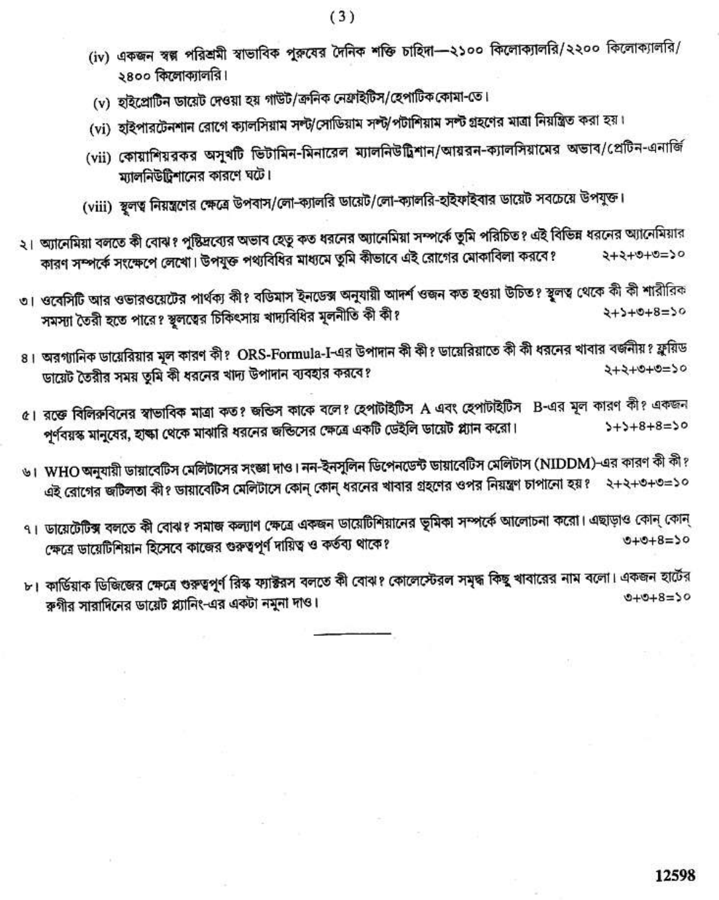(iv) একজন স্বল্প পরিশ্রমী স্বাভাবিক পুরুষের দৈনিক শক্তি চাহিদা—২১০০ কিলোক্যালরি/২২০০ কিলোক্যালরি/২৪০০ কিলোক্যালরি।

(v) হাইপ্রোটিন ডায়েট দেওয়া হয় গাউট/ক্রনিক নেফ্রাইটিস/হেপাটিক কোমা-তে।

(vi) হাইপারটেনশান রোগে ক্যালসিয়াম সল্ট/সোডিয়াম সল্ট/পটাশিয়াম সল্ট গ্রহণের মাত্রা নিয়ন্ত্রিত করা হয়।

(vii) কোয়াশিয়রকর অসুখটি ভিটামিন-মিনারেল ম্যালনিউট্রিশান/আয়রন-ক্যালসিয়ামের অভাব/প্রেটিন-এনার্জি ম্যালনিউট্রিশানের কারণে ঘটে।

(viii) স্থূলত্ব নিয়ন্ত্রণের ক্ষেত্রে উপবাস/লো-ক্যালরি ডায়েট/লো-ক্যালরি-হাইফাইবার ডায়েট সবচেয়ে উপযুক্ত।

২। অ্যানেমিয়া বলতে কী বোঝ? পুষ্টিদ্রব্যের অভাব হেতু কত ধরনের অ্যানেমিয়া সম্পর্কে তুমি পরিচিত? এই বিভিন্ন ধরনের অ্যানেমিয়ার কারণ সম্পর্কে সংক্ষেপে লেখো। উপযুক্ত পথ্যবিধির মাধ্যমে তুমি কীভাবে এই রোগের মোকাবিলা করবে? ২+২+৩+৩=১০

৩। ওবেসিটি আর ওভারওয়েটের পার্থক্য কী? বডিমাস ইনডেক্স অনুযায়ী আদর্শ ওজন কত হওয়া উচিত? স্থূলত্ব থেকে কী কী শারীরিক সমস্যা তৈরী হতে পারে? স্থূলত্বের চিকিৎসায় খাদ্যবিধির মূলনীতি কী কী? ২+১+৩+৪=১০

৪। অরগ্যানিক ডায়েরিয়ার মূল কারণ কী? ORS-Formula-I-এর উপাদান কী কী? ডায়েরিয়াতে কী কী ধরনের খাবার বর্জনীয়? ফ্লুয়িড ডায়েট তৈরীর সময় তুমি কী ধরনের খাদ্য উপাদান ব্যবহার করবে? ২+২+৩+৩=১০

৫। রক্তে বিলিরুবিনের স্বাভাবিক মাত্রা কত? জন্ডিস কাকে বলে? হেপাটাইটিস A এবং হেপাটাইটিস B-এর মূল কারণ কী? একজন পূর্ণবয়স্ক মানুষের, হাল্কা থেকে মাঝারি ধরনের জন্ডিসের ক্ষেত্রে একটি ডেইলি ডায়েট প্ল্যান করো। ১+১+৪+৪=১০

৬। WHO অনুযায়ী ডায়াবেটিস মেলিটাসের সংজ্ঞা দাও। নন-ইনসুলিন ডিপেনডেন্ট ডায়াবেটিস মেলিটাস (NIDDM)-এর কারণ কী কী? এই রোগের জটিলতা কী? ডায়াবেটিস মেলিটাসে কোন্ কোন্ ধরনের খাবার গ্রহণের ওপর নিয়ন্ত্রণ চাপানো হয়? ২+২+৩+৩=১০

৭। ডায়েটেটিক্স বলতে কী বোঝ? সমাজ কল্যাণ ক্ষেত্রে একজন ডায়েটিশিয়ানের ভূমিকা সম্পর্কে আলোচনা করো। এছাড়াও কোন্ কোন্ ক্ষেত্রে ডায়েটিশিয়ান হিসেবে কাজের গুরুত্বপূর্ণ দায়িত্ব ও কর্তব্য থাকে? ৩+৩+৪=১০

৮। কার্ডিয়াক ডিজিজের ক্ষেত্রে গুরুত্বপূর্ণ রিস্ক ফ্যাক্টরস বলতে কী বোঝ? কোলেস্টেরল সমৃদ্ধ কিছু খাবারের নাম বলো। একজন হার্টের রুগীর সারাদিনের ডায়েট প্ল্যানিং-এর একটা নমুনা দাও। ৩+৩+৪=১০

12598